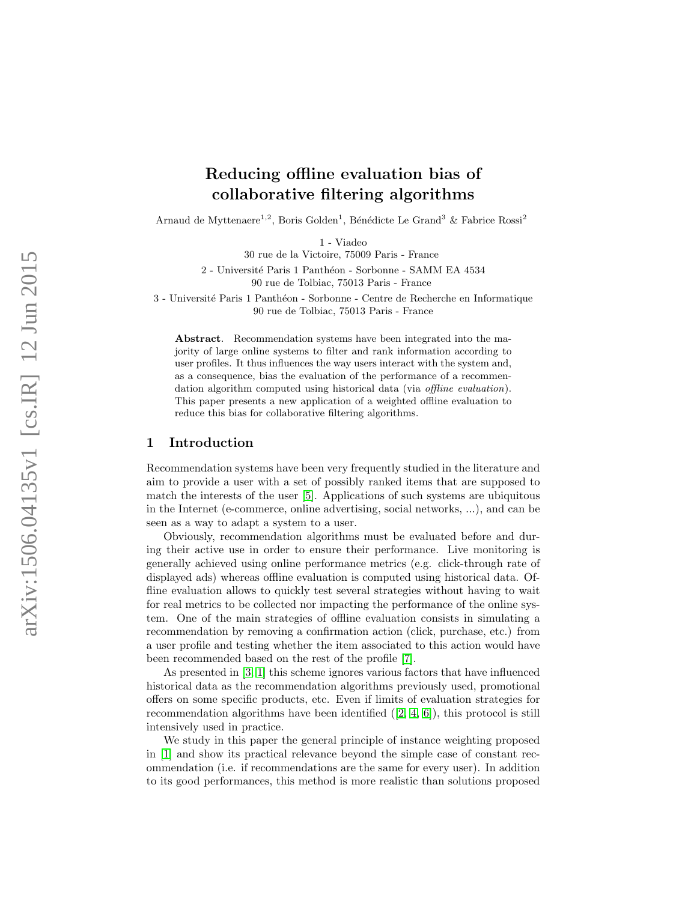# Reducing offline evaluation bias of collaborative filtering algorithms

Arnaud de Myttenaere[1,2], Boris Golden[1], Bénédicte Le Grand[3] & Fabrice Rossi[2]

1 - Viadeo
30 rue de la Victoire, 75009 Paris - France

2 - Université Paris 1 Panthéon - Sorbonne - SAMM EA 4534
90 rue de Tolbiac, 75013 Paris - France

3 - Université Paris 1 Panthéon - Sorbonne - Centre de Recherche en Informatique
90 rue de Tolbiac, 75013 Paris - France

**Abstract**. Recommendation systems have been integrated into the majority of large online systems to filter and rank information according to user profiles. It thus influences the way users interact with the system and, as a consequence, bias the evaluation of the performance of a recommendation algorithm computed using historical data (via *offline evaluation*). This paper presents a new application of a weighted offline evaluation to reduce this bias for collaborative filtering algorithms.

## 1 Introduction

Recommendation systems have been very frequently studied in the literature and aim to provide a user with a set of possibly ranked items that are supposed to match the interests of the user [5]. Applications of such systems are ubiquitous in the Internet (e-commerce, online advertising, social networks, ...), and can be seen as a way to adapt a system to a user.

Obviously, recommendation algorithms must be evaluated before and during their active use in order to ensure their performance. Live monitoring is generally achieved using online performance metrics (e.g. click-through rate of displayed ads) whereas offline evaluation is computed using historical data. Offline evaluation allows to quickly test several strategies without having to wait for real metrics to be collected nor impacting the performance of the online system. One of the main strategies of offline evaluation consists in simulating a recommendation by removing a confirmation action (click, purchase, etc.) from a user profile and testing whether the item associated to this action would have been recommended based on the rest of the profile [7].

As presented in [3] [1] this scheme ignores various factors that have influenced historical data as the recommendation algorithms previously used, promotional offers on some specific products, etc. Even if limits of evaluation strategies for recommendation algorithms have been identified ([2, 4, 6]), this protocol is still intensively used in practice.

We study in this paper the general principle of instance weighting proposed in [1] and show its practical relevance beyond the simple case of constant recommendation (i.e. if recommendations are the same for every user). In addition to its good performances, this method is more realistic than solutions proposed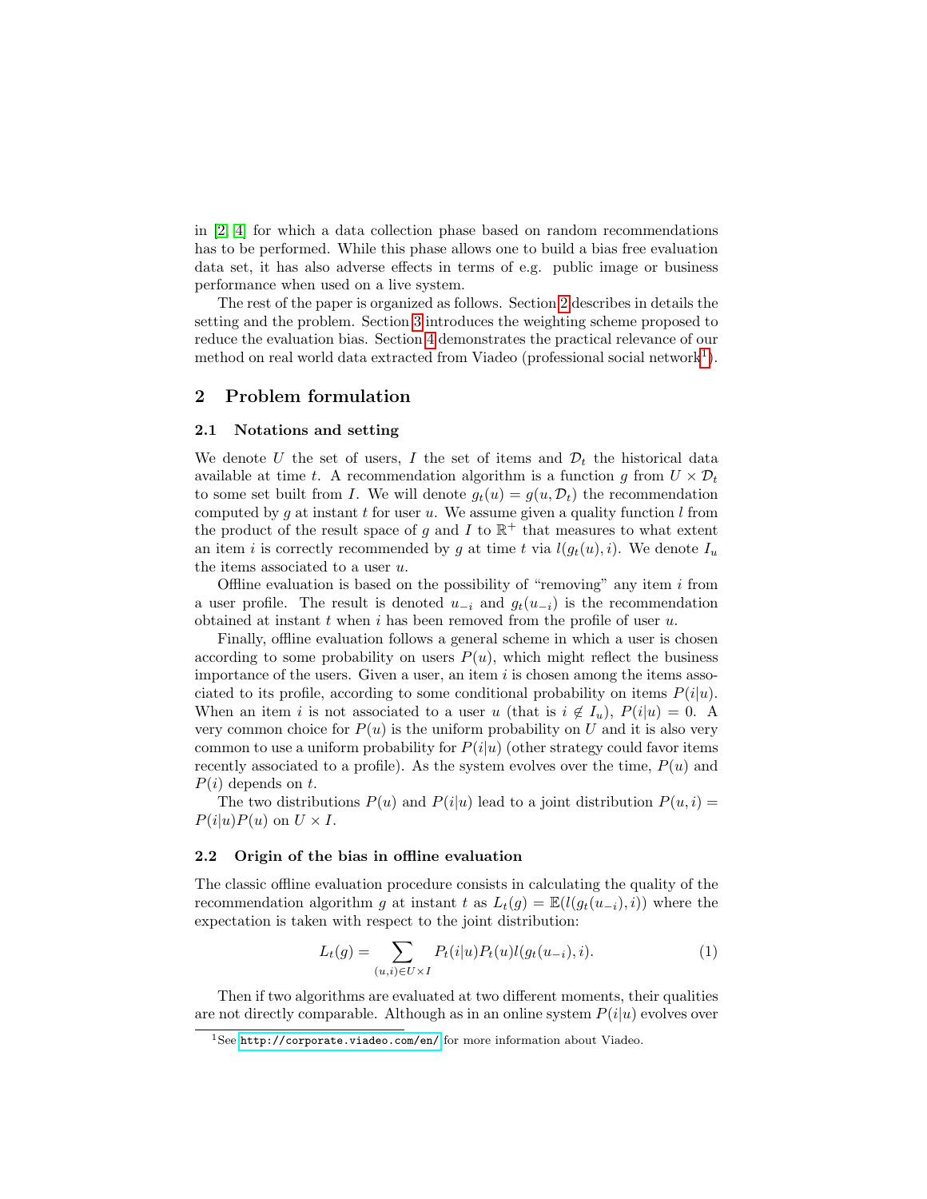in [2, 4] for which a data collection phase based on random recommendations has to be performed. While this phase allows one to build a bias free evaluation data set, it has also adverse effects in terms of e.g. public image or business performance when used on a live system.

The rest of the paper is organized as follows. Section 2 describes in details the setting and the problem. Section 3 introduces the weighting scheme proposed to reduce the evaluation bias. Section 4 demonstrates the practical relevance of our method on real world data extracted from Viadeo (professional social network[1]).

## 2 Problem formulation

### 2.1 Notations and setting

We denote $U$ the set of users, $I$ the set of items and $\mathcal{D}_t$ the historical data available at time $t$. A recommendation algorithm is a function $g$ from $U \times \mathcal{D}_t$ to some set built from $I$. We will denote $g_t(u) = g(u, \mathcal{D}_t)$ the recommendation computed by $g$ at instant $t$ for user $u$. We assume given a quality function $l$ from the product of the result space of $g$ and $I$ to $\mathbb{R}^+$ that measures to what extent an item $i$ is correctly recommended by $g$ at time $t$ via $l(g_t(u), i)$. We denote $I_u$ the items associated to a user $u$.

Offline evaluation is based on the possibility of "removing" any item $i$ from a user profile. The result is denoted $u_{-i}$ and $g_t(u_{-i})$ is the recommendation obtained at instant $t$ when $i$ has been removed from the profile of user $u$.

Finally, offline evaluation follows a general scheme in which a user is chosen according to some probability on users $P(u)$, which might reflect the business importance of the users. Given a user, an item $i$ is chosen among the items associated to its profile, according to some conditional probability on items $P(i|u)$. When an item $i$ is not associated to a user $u$ (that is $i \notin I_u$), $P(i|u) = 0$. A very common choice for $P(u)$ is the uniform probability on $U$ and it is also very common to use a uniform probability for $P(i|u)$ (other strategy could favor items recently associated to a profile). As the system evolves over the time, $P(u)$ and $P(i)$ depends on $t$.

The two distributions $P(u)$ and $P(i|u)$ lead to a joint distribution $P(u, i) = P(i|u)P(u)$ on $U \times I$.

### 2.2 Origin of the bias in offline evaluation

The classic offline evaluation procedure consists in calculating the quality of the recommendation algorithm $g$ at instant $t$ as $L_t(g) = \mathbb{E}(l(g_t(u_{-i}), i))$ where the expectation is taken with respect to the joint distribution:

$$L_t(g) = \sum_{(u,i) \in U \times I} P_t(i|u) P_t(u) l(g_t(u_{-i}), i). \tag{1}$$

Then if two algorithms are evaluated at two different moments, their qualities are not directly comparable. Although as in an online system $P(i|u)$ evolves over

[1] See http://corporate.viadeo.com/en/ for more information about Viadeo.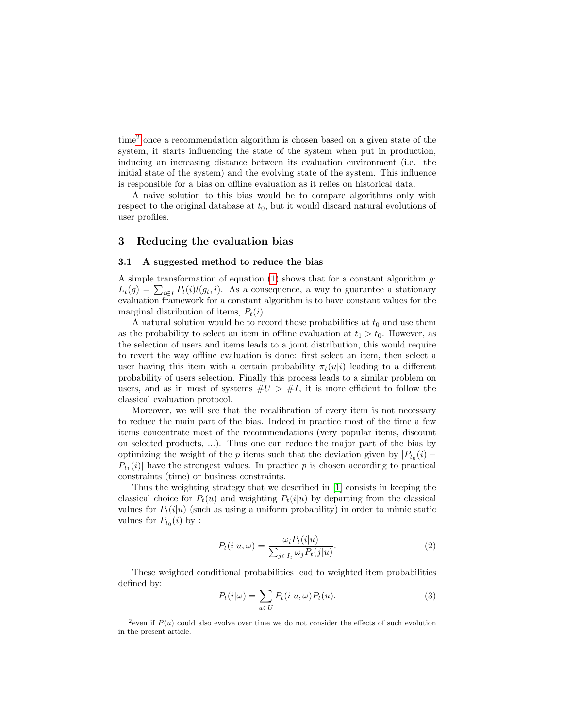time[2] once a recommendation algorithm is chosen based on a given state of the system, it starts influencing the state of the system when put in production, inducing an increasing distance between its evaluation environment (i.e. the initial state of the system) and the evolving state of the system. This influence is responsible for a bias on offline evaluation as it relies on historical data.

A naive solution to this bias would be to compare algorithms only with respect to the original database at $t_0$, but it would discard natural evolutions of user profiles.

## 3 Reducing the evaluation bias

### 3.1 A suggested method to reduce the bias

A simple transformation of equation (1) shows that for a constant algorithm $g$: $L_t(g) = \sum_{i \in I} P_t(i) l(g_t, i)$. As a consequence, a way to guarantee a stationary evaluation framework for a constant algorithm is to have constant values for the marginal distribution of items, $P_t(i)$.

A natural solution would be to record those probabilities at $t_0$ and use them as the probability to select an item in offline evaluation at $t_1 > t_0$. However, as the selection of users and items leads to a joint distribution, this would require to revert the way offline evaluation is done: first select an item, then select a user having this item with a certain probability $\pi_t(u|i)$ leading to a different probability of users selection. Finally this process leads to a similar problem on users, and as in most of systems $\#U > \#I$, it is more efficient to follow the classical evaluation protocol.

Moreover, we will see that the recalibration of every item is not necessary to reduce the main part of the bias. Indeed in practice most of the time a few items concentrate most of the recommendations (very popular items, discount on selected products, ...). Thus one can reduce the major part of the bias by optimizing the weight of the $p$ items such that the deviation given by $|P_{t_0}(i) - P_{t_1}(i)|$ have the strongest values. In practice $p$ is chosen according to practical constraints (time) or business constraints.

Thus the weighting strategy that we described in [1] consists in keeping the classical choice for $P_t(u)$ and weighting $P_t(i|u)$ by departing from the classical values for $P_t(i|u)$ (such as using a uniform probability) in order to mimic static values for $P_{t_0}(i)$ by :

$$P_t(i|u, \omega) = \frac{\omega_i P_t(i|u)}{\sum_{j \in I_t} \omega_j P_t(j|u)}. \tag{2}$$

These weighted conditional probabilities lead to weighted item probabilities defined by:

$$P_t(i|\omega) = \sum_{u \in U} P_t(i|u, \omega) P_t(u). \tag{3}$$

---

[2] even if $P(u)$ could also evolve over time we do not consider the effects of such evolution in the present article.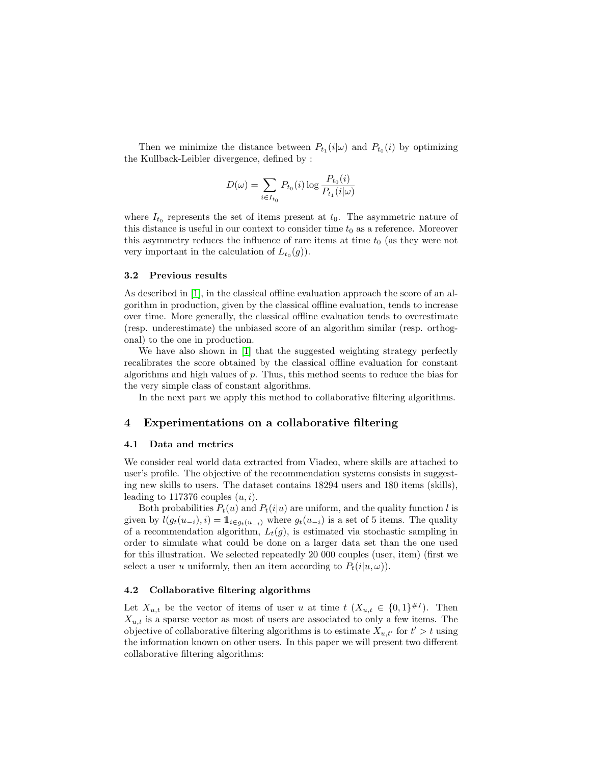Then we minimize the distance between $P_{t_1}(i|\omega)$ and $P_{t_0}(i)$ by optimizing the Kullback-Leibler divergence, defined by :

$$D(\omega) = \sum_{i \in I_{t_0}} P_{t_0}(i) \log \frac{P_{t_0}(i)}{P_{t_1}(i|\omega)}$$

where $I_{t_0}$ represents the set of items present at $t_0$. The asymmetric nature of this distance is useful in our context to consider time $t_0$ as a reference. Moreover this asymmetry reduces the influence of rare items at time $t_0$ (as they were not very important in the calculation of $L_{t_0}(g)$).

### 3.2 Previous results

As described in [1], in the classical offline evaluation approach the score of an algorithm in production, given by the classical offline evaluation, tends to increase over time. More generally, the classical offline evaluation tends to overestimate (resp. underestimate) the unbiased score of an algorithm similar (resp. orthogonal) to the one in production.

We have also shown in [1] that the suggested weighting strategy perfectly recalibrates the score obtained by the classical offline evaluation for constant algorithms and high values of $p$. Thus, this method seems to reduce the bias for the very simple class of constant algorithms.

In the next part we apply this method to collaborative filtering algorithms.

## 4 Experimentations on a collaborative filtering

### 4.1 Data and metrics

We consider real world data extracted from Viadeo, where skills are attached to user's profile. The objective of the recommendation systems consists in suggesting new skills to users. The dataset contains 18294 users and 180 items (skills), leading to 117376 couples $(u, i)$.

Both probabilities $P_t(u)$ and $P_t(i|u)$ are uniform, and the quality function $l$ is given by $l(g_t(u_{-i}), i) = \mathbb{1}_{i \in g_t(u_{-i})}$ where $g_t(u_{-i})$ is a set of 5 items. The quality of a recommendation algorithm, $L_t(g)$, is estimated via stochastic sampling in order to simulate what could be done on a larger data set than the one used for this illustration. We selected repeatedly 20 000 couples (user, item) (first we select a user $u$ uniformly, then an item according to $P_t(i|u, \omega)$).

### 4.2 Collaborative filtering algorithms

Let $X_{u,t}$ be the vector of items of user $u$ at time $t$ ($X_{u,t} \in \{0, 1\}^{\#I}$). Then $X_{u,t}$ is a sparse vector as most of users are associated to only a few items. The objective of collaborative filtering algorithms is to estimate $X_{u,t'}$ for $t' > t$ using the information known on other users. In this paper we will present two different collaborative filtering algorithms: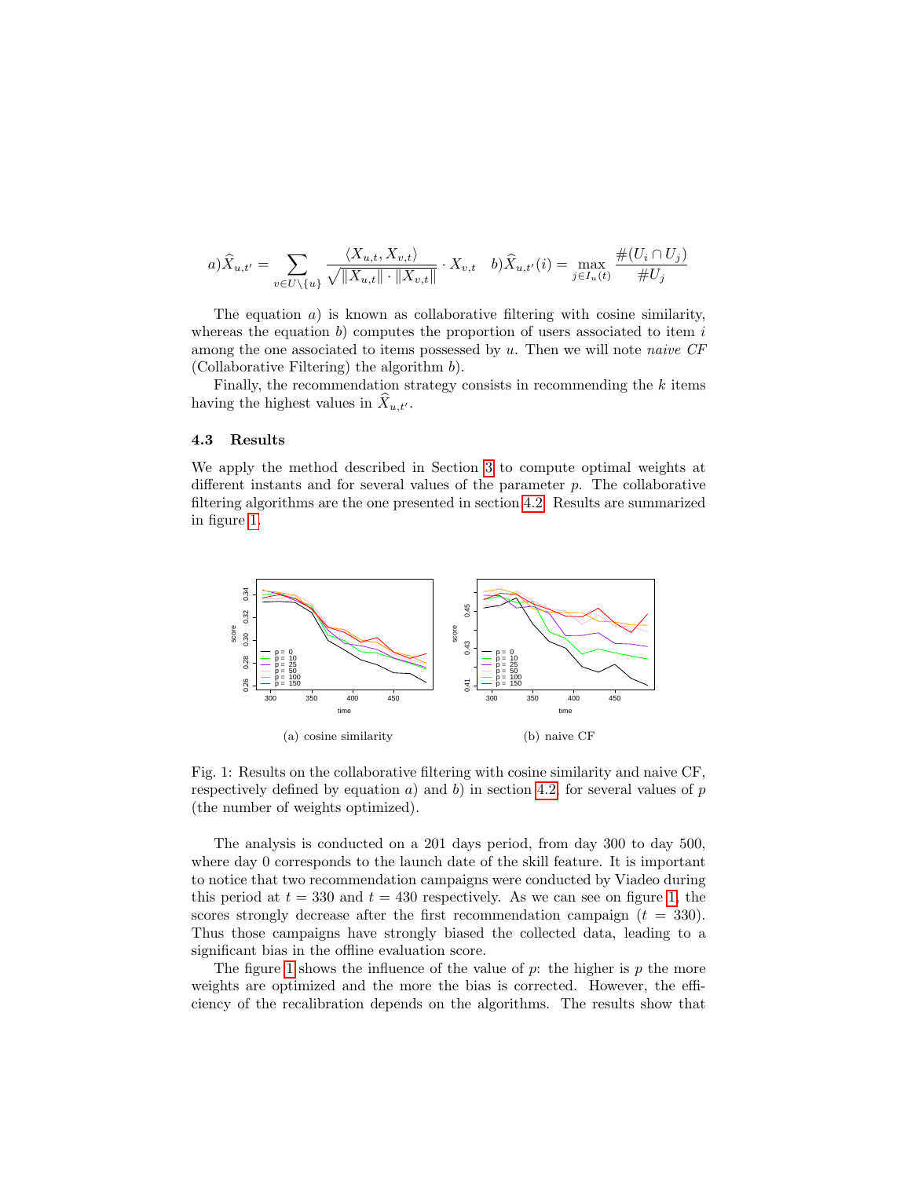$$a)\widehat{X}_{u,t'} = \sum_{v \in U \setminus \{u\}} \frac{\langle X_{u,t}, X_{v,t} \rangle}{\sqrt{\|X_{u,t}\| \cdot \|X_{v,t}\|}} \cdot X_{v,t} \quad b)\widehat{X}_{u,t'}(i) = \max_{j \in I_u(t)} \frac{\#(U_i \cap U_j)}{\#U_j}$$

The equation $a)$ is known as collaborative filtering with cosine similarity, whereas the equation $b)$ computes the proportion of users associated to item $i$ among the one associated to items possessed by $u$. Then we will note *naive CF* (Collaborative Filtering) the algorithm $b)$.

Finally, the recommendation strategy consists in recommending the $k$ items having the highest values in $\widehat{X}_{u,t'}$.

### 4.3 Results

We apply the method described in Section 3 to compute optimal weights at different instants and for several values of the parameter $p$. The collaborative filtering algorithms are the one presented in section 4.2. Results are summarized in figure 1.

(a) cosine similarity

(b) naive CF

Fig. 1: Results on the collaborative filtering with cosine similarity and naive CF, respectively defined by equation $a)$ and $b)$ in section 4.2, for several values of $p$ (the number of weights optimized).

The analysis is conducted on a 201 days period, from day 300 to day 500, where day 0 corresponds to the launch date of the skill feature. It is important to notice that two recommendation campaigns were conducted by Viadeo during this period at $t = 330$ and $t = 430$ respectively. As we can see on figure 1, the scores strongly decrease after the first recommendation campaign ($t = 330$). Thus those campaigns have strongly biased the collected data, leading to a significant bias in the offline evaluation score.

The figure 1 shows the influence of the value of $p$: the higher is $p$ the more weights are optimized and the more the bias is corrected. However, the efficiency of the recalibration depends on the algorithms. The results show that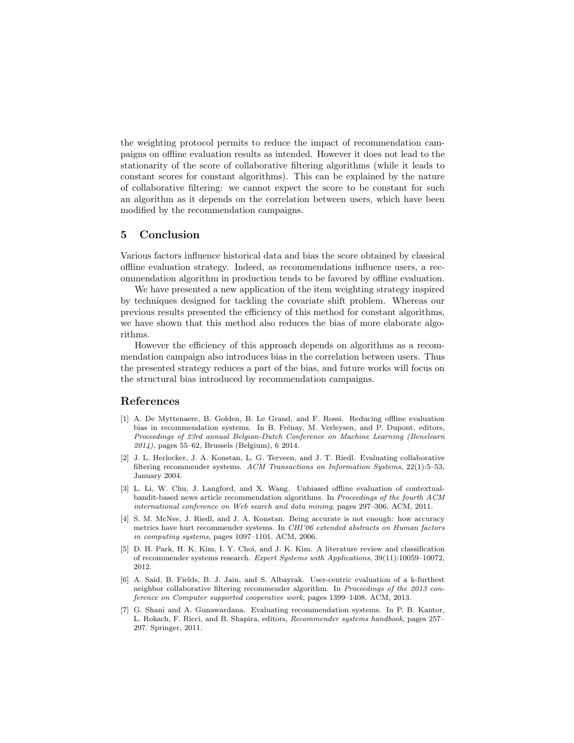the weighting protocol permits to reduce the impact of recommendation campaigns on offline evaluation results as intended. However it does not lead to the stationarity of the score of collaborative filtering algorithms (while it leads to constant scores for constant algorithms). This can be explained by the nature of collaborative filtering: we cannot expect the score to be constant for such an algorithm as it depends on the correlation between users, which have been modified by the recommendation campaigns.

## 5 Conclusion

Various factors influence historical data and bias the score obtained by classical offline evaluation strategy. Indeed, as recommendations influence users, a recommendation algorithm in production tends to be favored by offline evaluation.

We have presented a new application of the item weighting strategy inspired by techniques designed for tackling the covariate shift problem. Whereas our previous results presented the efficiency of this method for constant algorithms, we have shown that this method also reduces the bias of more elaborate algorithms.

However the efficiency of this approach depends on algorithms as a recommendation campaign also introduces bias in the correlation between users. Thus the presented strategy reduces a part of the bias, and future works will focus on the structural bias introduced by recommendation campaigns.

## References

[1] A. De Myttenaere, B. Golden, B. Le Grand, and F. Rossi. Reducing offline evaluation bias in recommendation systems. In B. Frénay, M. Verleysen, and P. Dupont, editors, *Proceedings of 23rd annual Belgian-Dutch Conference on Machine Learning (Benelearn 2014)*, pages 55–62, Brussels (Belgium), 6 2014.

[2] J. L. Herlocker, J. A. Konstan, L. G. Terveen, and J. T. Riedl. Evaluating collaborative filtering recommender systems. *ACM Transactions on Information Systems*, 22(1):5–53, January 2004.

[3] L. Li, W. Chu, J. Langford, and X. Wang. Unbiased offline evaluation of contextual-bandit-based news article recommendation algorithms. In *Proceedings of the fourth ACM international conference on Web search and data mining*, pages 297–306. ACM, 2011.

[4] S. M. McNee, J. Riedl, and J. A. Konstan. Being accurate is not enough: how accuracy metrics have hurt recommender systems. In *CHI'06 extended abstracts on Human factors in computing systems*, pages 1097–1101. ACM, 2006.

[5] D. H. Park, H. K. Kim, I. Y. Choi, and J. K. Kim. A literature review and classification of recommender systems research. *Expert Systems with Applications*, 39(11):10059–10072, 2012.

[6] A. Said, B. Fields, B. J. Jain, and S. Albayrak. User-centric evaluation of a k-furthest neighbor collaborative filtering recommender algorithm. In *Proceedings of the 2013 conference on Computer supported cooperative work*, pages 1399–1408. ACM, 2013.

[7] G. Shani and A. Gunawardana. Evaluating recommendation systems. In P. B. Kantor, L. Rokach, F. Ricci, and B. Shapira, editors, *Recommender systems handbook*, pages 257–297. Springer, 2011.